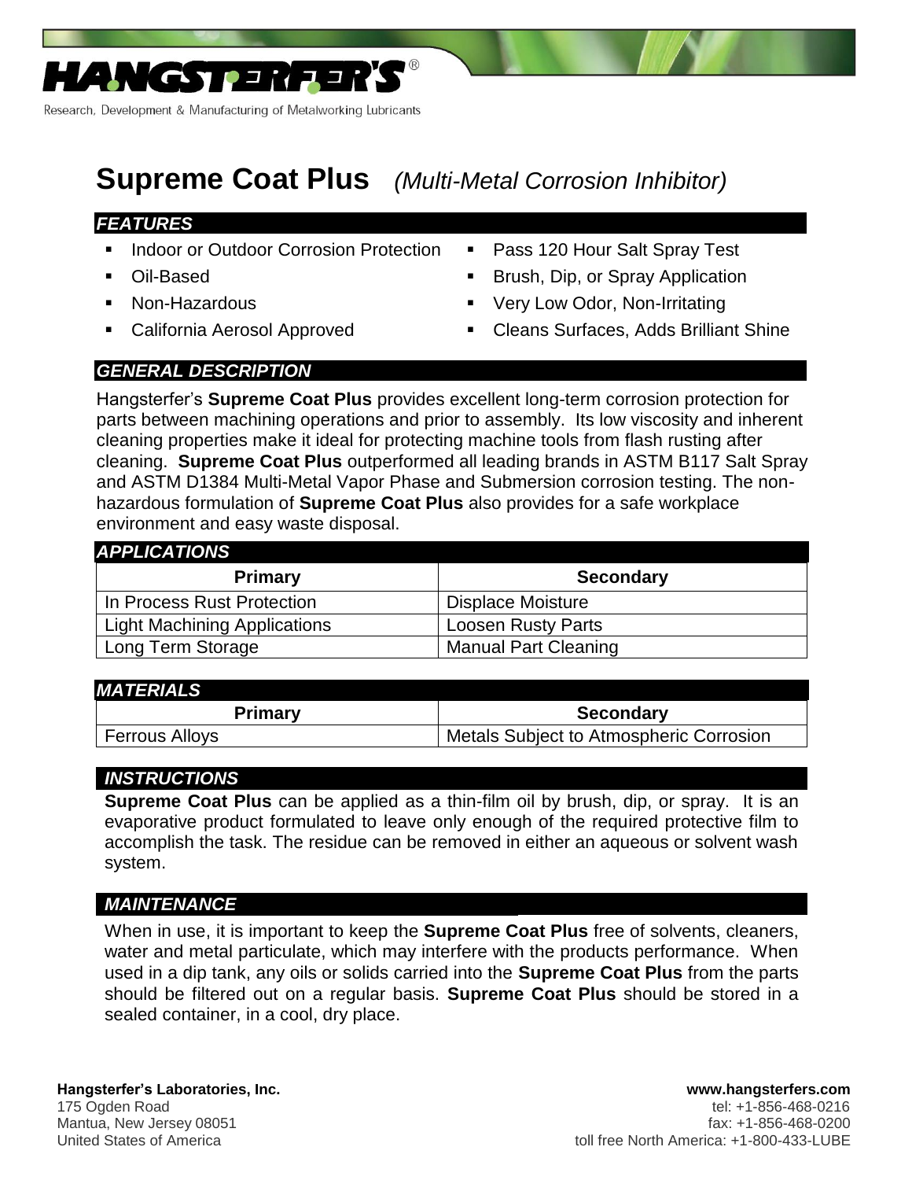# HANGSTERFER'S®

Research, Development & Manufacturing of Metalworking Lubricants

# Supreme Coat Plus *(Multi-Metal Corrosion Inhibitor)*

## *FEATURES*

- Indoor or Outdoor Corrosion Protection
- Oil-Based
- Non-Hazardous
- California Aerosol Approved
- Pass 120 Hour Salt Spray Test
- Brush, Dip, or Spray Application
- Very Low Odor, Non-Irritating
- Cleans Surfaces, Adds Brilliant Shine

## *GENERAL DESCRIPTION*

Hangsterfer's **Supreme Coat Plus** provides excellent long-term corrosion protection for parts between machining operations and prior to assembly. Its low viscosity and inherent cleaning properties make it ideal for protecting machine tools from flash rusting after cleaning. **Supreme Coat Plus** outperformed all leading brands in ASTM B117 Salt Spray and ASTM D1384 Multi-Metal Vapor Phase and Submersion corrosion testing. The non-hazardous formulation of **Supreme Coat Plus** also provides for a safe workplace environment and easy waste disposal.

## *APPLICATIONS*

| Primary | Secondary |
|---|---|
| In Process Rust Protection | Displace Moisture |
| Light Machining Applications | Loosen Rusty Parts |
| Long Term Storage | Manual Part Cleaning |

## *MATERIALS*

| Primary | Secondary |
|---|---|
| Ferrous Alloys | Metals Subject to Atmospheric Corrosion |

## *INSTRUCTIONS*

**Supreme Coat Plus** can be applied as a thin-film oil by brush, dip, or spray. It is an evaporative product formulated to leave only enough of the required protective film to accomplish the task. The residue can be removed in either an aqueous or solvent wash system.

## *MAINTENANCE*

When in use, it is important to keep the **Supreme Coat Plus** free of solvents, cleaners, water and metal particulate, which may interfere with the products performance. When used in a dip tank, any oils or solids carried into the **Supreme Coat Plus** from the parts should be filtered out on a regular basis. **Supreme Coat Plus** should be stored in a sealed container, in a cool, dry place.

**Hangsterfer's Laboratories, Inc.**
175 Ogden Road
Mantua, New Jersey 08051
United States of America

**www.hangsterfers.com**
tel: +1-856-468-0216
fax: +1-856-468-0200
toll free North America: +1-800-433-LUBE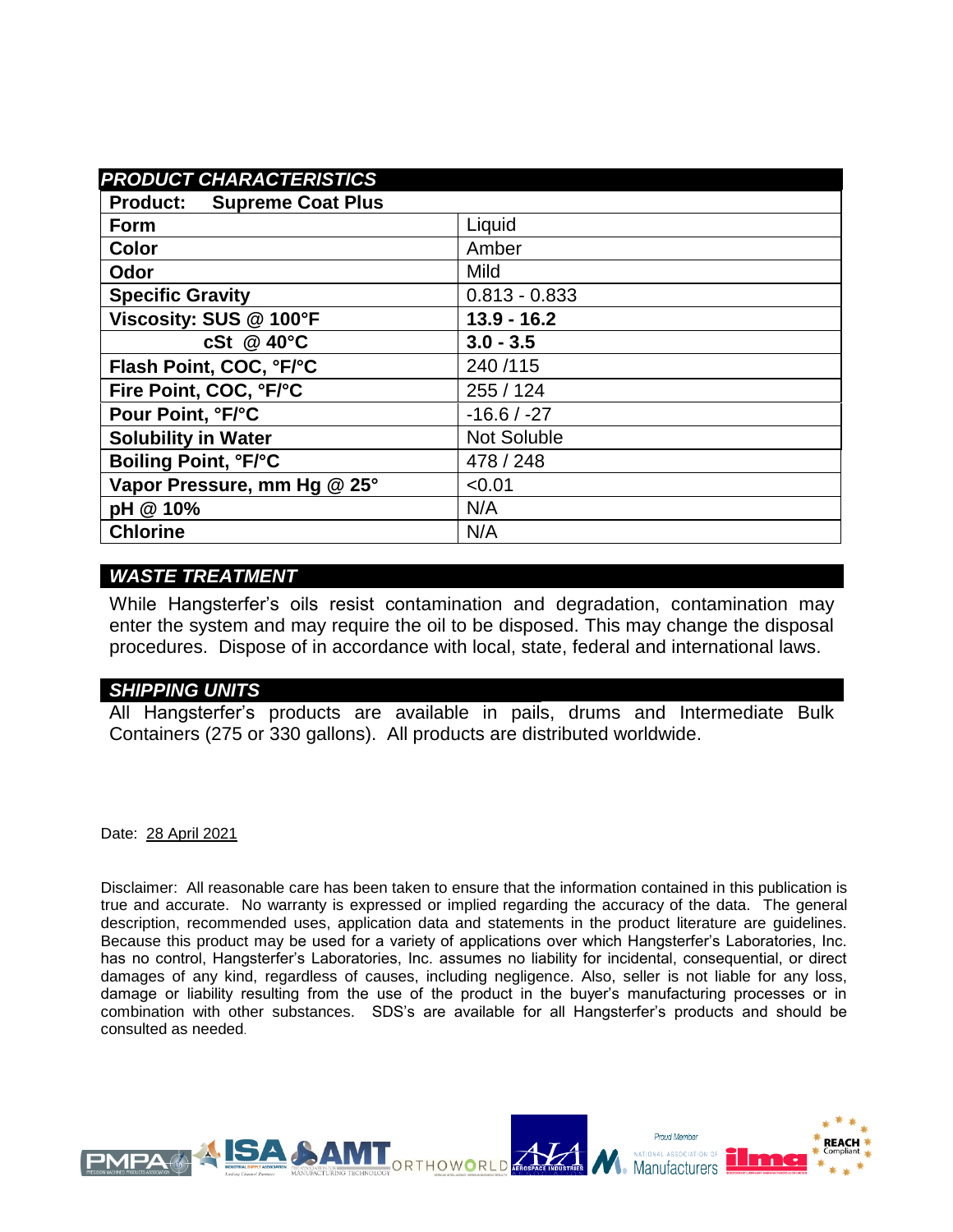## *PRODUCT CHARACTERISTICS*

| **Product: Supreme Coat Plus** | |
|---|---|
| **Form** | Liquid |
| **Color** | Amber |
| **Odor** | Mild |
| **Specific Gravity** | 0.813 - 0.833 |
| **Viscosity: SUS @ 100°F** | **13.9 - 16.2** |
| **cSt @ 40°C** | **3.0 - 3.5** |
| **Flash Point, COC, °F/°C** | 240 /115 |
| **Fire Point, COC, °F/°C** | 255 / 124 |
| **Pour Point, °F/°C** | -16.6 / -27 |
| **Solubility in Water** | Not Soluble |
| **Boiling Point, °F/°C** | 478 / 248 |
| **Vapor Pressure, mm Hg @ 25°** | <0.01 |
| **pH @ 10%** | N/A |
| **Chlorine** | N/A |

## *WASTE TREATMENT*

While Hangsterfer's oils resist contamination and degradation, contamination may enter the system and may require the oil to be disposed. This may change the disposal procedures. Dispose of in accordance with local, state, federal and international laws.

## *SHIPPING UNITS*

All Hangsterfer's products are available in pails, drums and Intermediate Bulk Containers (275 or 330 gallons). All products are distributed worldwide.

Date: 28 April 2021

Disclaimer: All reasonable care has been taken to ensure that the information contained in this publication is true and accurate. No warranty is expressed or implied regarding the accuracy of the data. The general description, recommended uses, application data and statements in the product literature are guidelines. Because this product may be used for a variety of applications over which Hangsterfer's Laboratories, Inc. has no control, Hangsterfer's Laboratories, Inc. assumes no liability for incidental, consequential, or direct damages of any kind, regardless of causes, including negligence. Also, seller is not liable for any loss, damage or liability resulting from the use of the product in the buyer's manufacturing processes or in combination with other substances. SDS's are available for all Hangsterfer's products and should be consulted as needed.